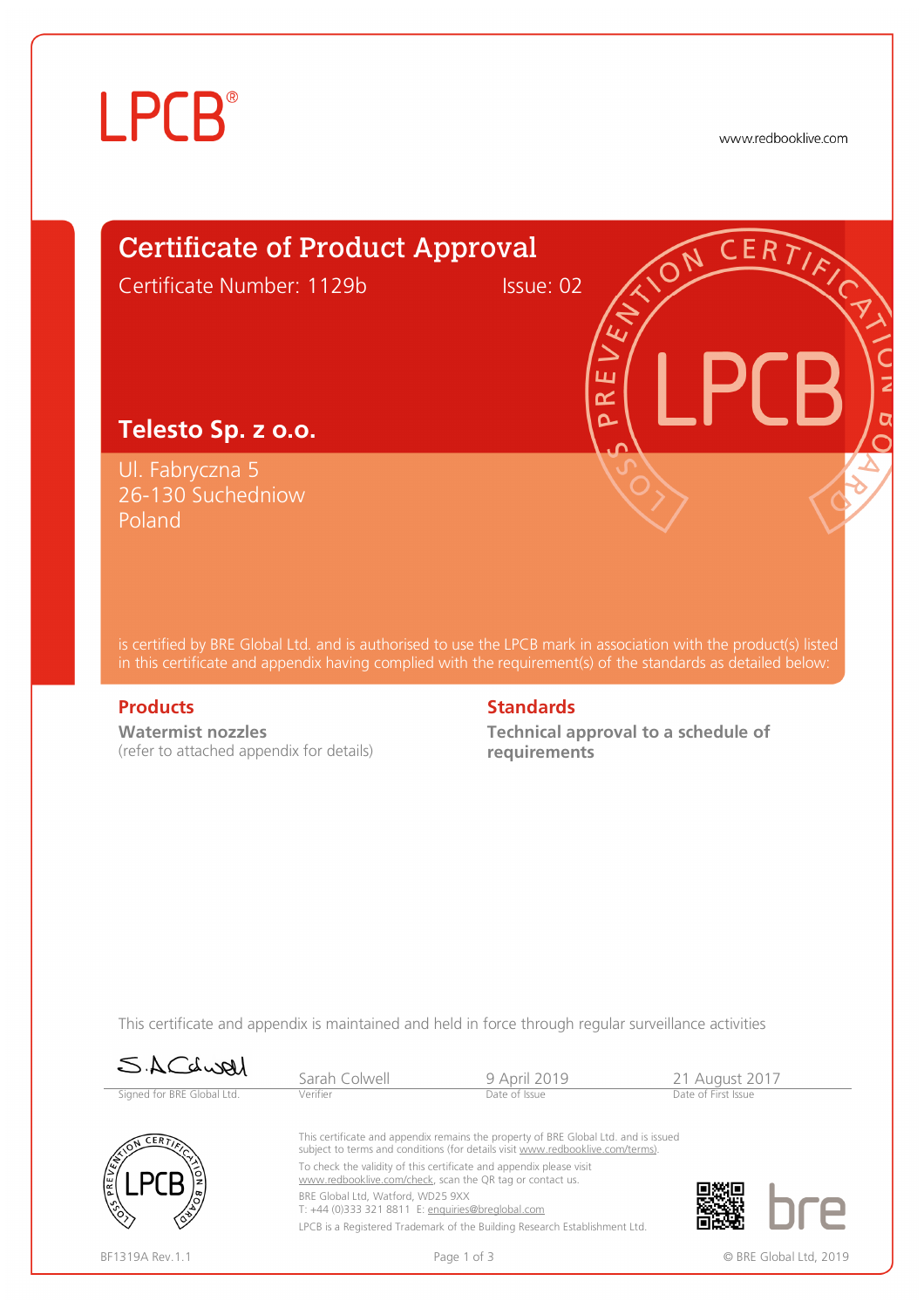LPCB®

www.redbooklive.com

# Certificate of Product Approval

Certificate Number: 1129b Issue: 02

## Telesto Sp. z o.o.

Ul. Fabryczna 5
26-130 Suchedniow
Poland

is certified by BRE Global Ltd. and is authorised to use the LPCB mark in association with the product(s) listed in this certificate and appendix having complied with the requirement(s) of the standards as detailed below:

### Products

**Watermist nozzles**
(refer to attached appendix for details)

### Standards

**Technical approval to a schedule of requirements**

This certificate and appendix is maintained and held in force through regular surveillance activities

| Signed for BRE Global Ltd. | Sarah Colwell, Verifier | 9 April 2019, Date of Issue | 21 August 2017, Date of First Issue |
|---|---|---|---|

This certificate and appendix remains the property of BRE Global Ltd. and is issued subject to terms and conditions (for details visit www.redbooklive.com/terms).

To check the validity of this certificate and appendix please visit www.redbooklive.com/check, scan the QR tag or contact us.

BRE Global Ltd, Watford, WD25 9XX
T: +44 (0)333 321 8811 E: enquiries@breglobal.com

LPCB is a Registered Trademark of the Building Research Establishment Ltd.

BF1319A Rev.1.1

© BRE Global Ltd, 2019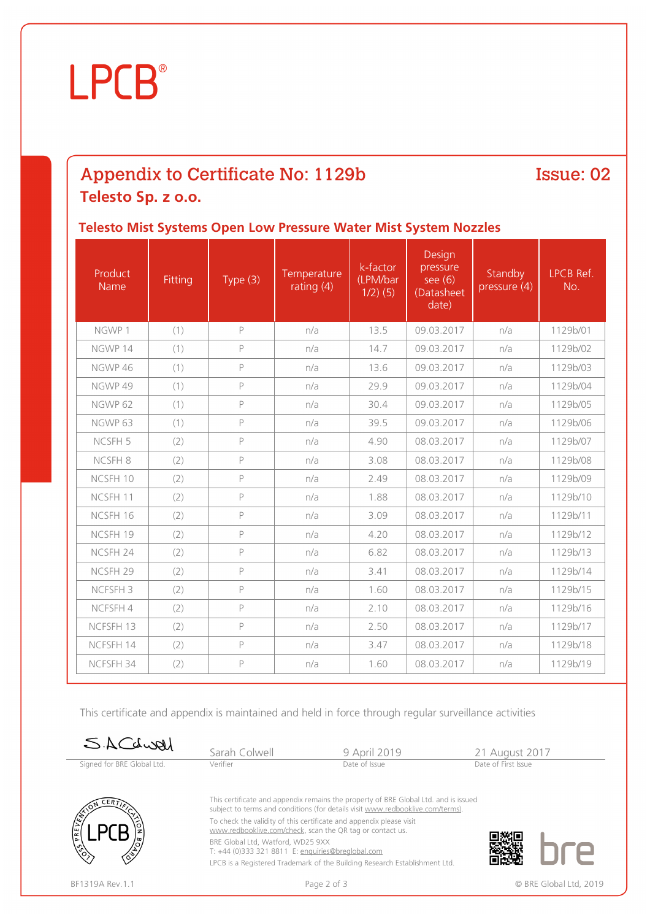# LPCB®

## Appendix to Certificate No: 1129b

**Issue: 02**

## Telesto Sp. z o.o.

### Telesto Mist Systems Open Low Pressure Water Mist System Nozzles

| Product Name | Fitting | Type (3) | Temperature rating (4) | k-factor (LPM/bar 1/2) (5) | Design pressure see (6) (Datasheet date) | Standby pressure (4) | LPCB Ref. No. |
|---|---|---|---|---|---|---|---|
| NGWP 1 | (1) | P | n/a | 13.5 | 09.03.2017 | n/a | 1129b/01 |
| NGWP 14 | (1) | P | n/a | 14.7 | 09.03.2017 | n/a | 1129b/02 |
| NGWP 46 | (1) | P | n/a | 13.6 | 09.03.2017 | n/a | 1129b/03 |
| NGWP 49 | (1) | P | n/a | 29.9 | 09.03.2017 | n/a | 1129b/04 |
| NGWP 62 | (1) | P | n/a | 30.4 | 09.03.2017 | n/a | 1129b/05 |
| NGWP 63 | (1) | P | n/a | 39.5 | 09.03.2017 | n/a | 1129b/06 |
| NCSFH 5 | (2) | P | n/a | 4.90 | 08.03.2017 | n/a | 1129b/07 |
| NCSFH 8 | (2) | P | n/a | 3.08 | 08.03.2017 | n/a | 1129b/08 |
| NCSFH 10 | (2) | P | n/a | 2.49 | 08.03.2017 | n/a | 1129b/09 |
| NCSFH 11 | (2) | P | n/a | 1.88 | 08.03.2017 | n/a | 1129b/10 |
| NCSFH 16 | (2) | P | n/a | 3.09 | 08.03.2017 | n/a | 1129b/11 |
| NCSFH 19 | (2) | P | n/a | 4.20 | 08.03.2017 | n/a | 1129b/12 |
| NCSFH 24 | (2) | P | n/a | 6.82 | 08.03.2017 | n/a | 1129b/13 |
| NCSFH 29 | (2) | P | n/a | 3.41 | 08.03.2017 | n/a | 1129b/14 |
| NCFSFH 3 | (2) | P | n/a | 1.60 | 08.03.2017 | n/a | 1129b/15 |
| NCFSFH 4 | (2) | P | n/a | 2.10 | 08.03.2017 | n/a | 1129b/16 |
| NCFSFH 13 | (2) | P | n/a | 2.50 | 08.03.2017 | n/a | 1129b/17 |
| NCFSFH 14 | (2) | P | n/a | 3.47 | 08.03.2017 | n/a | 1129b/18 |
| NCFSFH 34 | (2) | P | n/a | 1.60 | 08.03.2017 | n/a | 1129b/19 |

This certificate and appendix is maintained and held in force through regular surveillance activities

| Signed for BRE Global Ltd. | Sarah Colwell | 9 April 2019 | 21 August 2017 |
|---|---|---|---|
| | Verifier | Date of Issue | Date of First Issue |

This certificate and appendix remains the property of BRE Global Ltd. and is issued subject to terms and conditions (for details visit www.redbooklive.com/terms).

To check the validity of this certificate and appendix please visit www.redbooklive.com/check, scan the QR tag or contact us.

BRE Global Ltd, Watford, WD25 9XX
T: +44 (0)333 321 8811 E: enquiries@breglobal.com

LPCB is a Registered Trademark of the Building Research Establishment Ltd.

BF1319A Rev.1.1

© BRE Global Ltd, 2019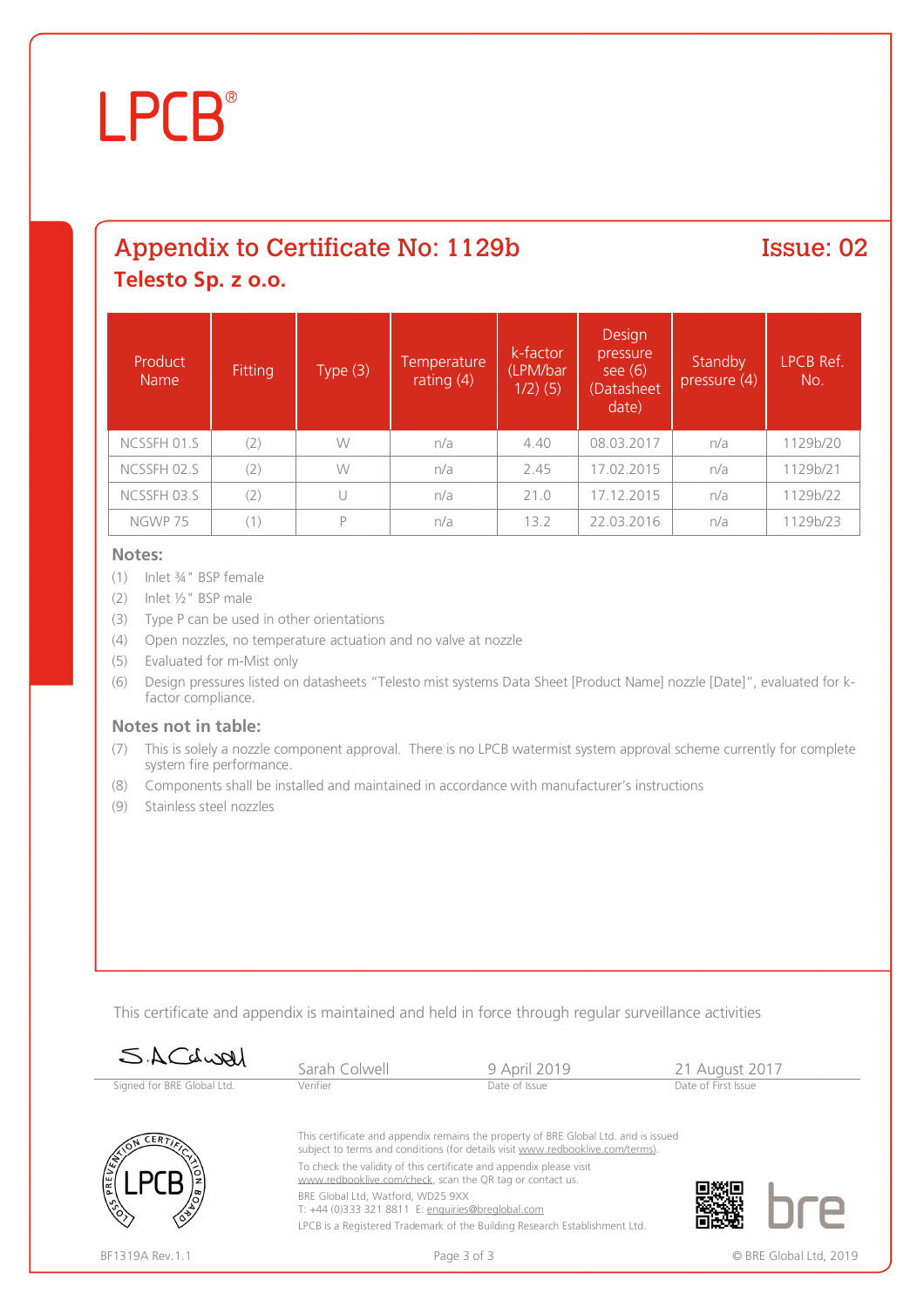# LPCB®

## Appendix to Certificate No: 1129b — Issue: 02

### Telesto Sp. z o.o.

| Product Name | Fitting | Type (3) | Temperature rating (4) | k-factor (LPM/bar 1/2) (5) | Design pressure see (6) (Datasheet date) | Standby pressure (4) | LPCB Ref. No. |
|---|---|---|---|---|---|---|---|
| NCSSFH 01.S | (2) | W | n/a | 4.40 | 08.03.2017 | n/a | 1129b/20 |
| NCSSFH 02.S | (2) | W | n/a | 2.45 | 17.02.2015 | n/a | 1129b/21 |
| NCSSFH 03.S | (2) | U | n/a | 21.0 | 17.12.2015 | n/a | 1129b/22 |
| NGWP 75 | (1) | P | n/a | 13.2 | 22.03.2016 | n/a | 1129b/23 |

**Notes:**

(1) Inlet ¾" BSP female
(2) Inlet ½" BSP male
(3) Type P can be used in other orientations
(4) Open nozzles, no temperature actuation and no valve at nozzle
(5) Evaluated for m-Mist only
(6) Design pressures listed on datasheets "Telesto mist systems Data Sheet [Product Name] nozzle [Date]", evaluated for k-factor compliance.

**Notes not in table:**

(7) This is solely a nozzle component approval. There is no LPCB watermist system approval scheme currently for complete system fire performance.
(8) Components shall be installed and maintained in accordance with manufacturer's instructions
(9) Stainless steel nozzles

This certificate and appendix is maintained and held in force through regular surveillance activities

| Signed for BRE Global Ltd. | Verifier | Date of Issue | Date of First Issue |
|---|---|---|---|
| S.ACdwell | Sarah Colwell | 9 April 2019 | 21 August 2017 |

This certificate and appendix remains the property of BRE Global Ltd. and is issued subject to terms and conditions (for details visit www.redbooklive.com/terms).

To check the validity of this certificate and appendix please visit www.redbooklive.com/check, scan the QR tag or contact us.

BRE Global Ltd, Watford, WD25 9XX
T: +44 (0)333 321 8811 E: enquiries@breglobal.com

LPCB is a Registered Trademark of the Building Research Establishment Ltd.

BF1319A Rev.1.1 © BRE Global Ltd, 2019